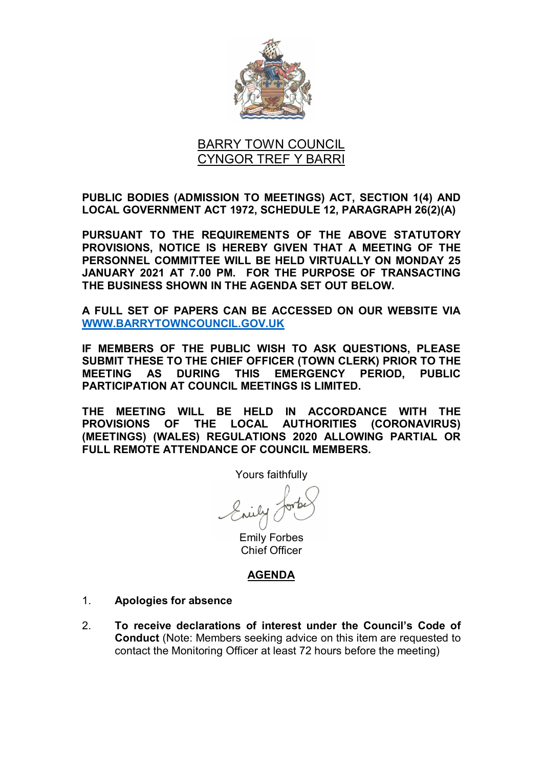# BARRY TOWN COUNCIL
# CYNGOR TREF Y BARRI

**PUBLIC BODIES (ADMISSION TO MEETINGS) ACT, SECTION 1(4) AND LOCAL GOVERNMENT ACT 1972, SCHEDULE 12, PARAGRAPH 26(2)(A)**

**PURSUANT TO THE REQUIREMENTS OF THE ABOVE STATUTORY PROVISIONS, NOTICE IS HEREBY GIVEN THAT A MEETING OF THE PERSONNEL COMMITTEE WILL BE HELD VIRTUALLY ON MONDAY 25 JANUARY 2021 AT 7.00 PM. FOR THE PURPOSE OF TRANSACTING THE BUSINESS SHOWN IN THE AGENDA SET OUT BELOW.**

**A FULL SET OF PAPERS CAN BE ACCESSED ON OUR WEBSITE VIA [WWW.BARRYTOWNCOUNCIL.GOV.UK](http://WWW.BARRYTOWNCOUNCIL.GOV.UK)**

**IF MEMBERS OF THE PUBLIC WISH TO ASK QUESTIONS, PLEASE SUBMIT THESE TO THE CHIEF OFFICER (TOWN CLERK) PRIOR TO THE MEETING AS DURING THIS EMERGENCY PERIOD, PUBLIC PARTICIPATION AT COUNCIL MEETINGS IS LIMITED.**

**THE MEETING WILL BE HELD IN ACCORDANCE WITH THE PROVISIONS OF THE LOCAL AUTHORITIES (CORONAVIRUS) (MEETINGS) (WALES) REGULATIONS 2020 ALLOWING PARTIAL OR FULL REMOTE ATTENDANCE OF COUNCIL MEMBERS.**

Yours faithfully

Emily Forbes
Chief Officer

## AGENDA

1. **Apologies for absence**

2. **To receive declarations of interest under the Council's Code of Conduct** (Note: Members seeking advice on this item are requested to contact the Monitoring Officer at least 72 hours before the meeting)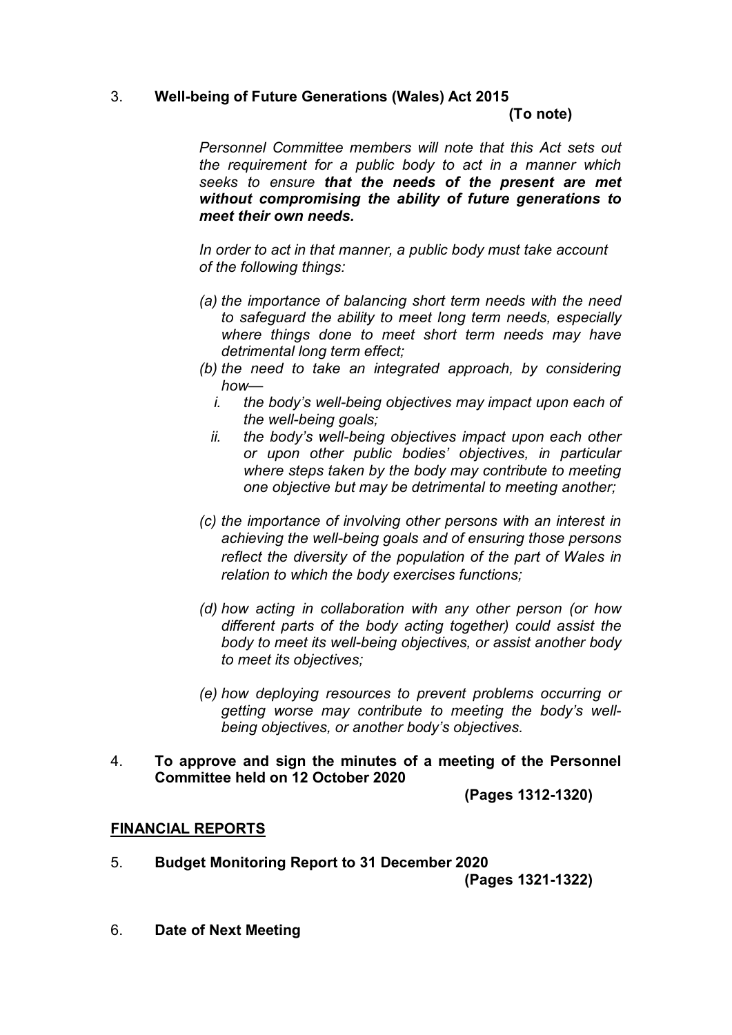3. **Well-being of Future Generations (Wales) Act 2015**

**(To note)**

*Personnel Committee members will note that this Act sets out the requirement for a public body to act in a manner which seeks to ensure **that the needs of the present are met without compromising the ability of future generations to meet their own needs.***

*In order to act in that manner, a public body must take account of the following things:*

*(a) the importance of balancing short term needs with the need to safeguard the ability to meet long term needs, especially where things done to meet short term needs may have detrimental long term effect;*

*(b) the need to take an integrated approach, by considering how—*

  *i. the body's well-being objectives may impact upon each of the well-being goals;*
  
  *ii. the body's well-being objectives impact upon each other or upon other public bodies' objectives, in particular where steps taken by the body may contribute to meeting one objective but may be detrimental to meeting another;*

*(c) the importance of involving other persons with an interest in achieving the well-being goals and of ensuring those persons reflect the diversity of the population of the part of Wales in relation to which the body exercises functions;*

*(d) how acting in collaboration with any other person (or how different parts of the body acting together) could assist the body to meet its well-being objectives, or assist another body to meet its objectives;*

*(e) how deploying resources to prevent problems occurring or getting worse may contribute to meeting the body's well-being objectives, or another body's objectives.*

4. **To approve and sign the minutes of a meeting of the Personnel Committee held on 12 October 2020**

**(Pages 1312-1320)**

**FINANCIAL REPORTS**

5. **Budget Monitoring Report to 31 December 2020**

**(Pages 1321-1322)**

6. **Date of Next Meeting**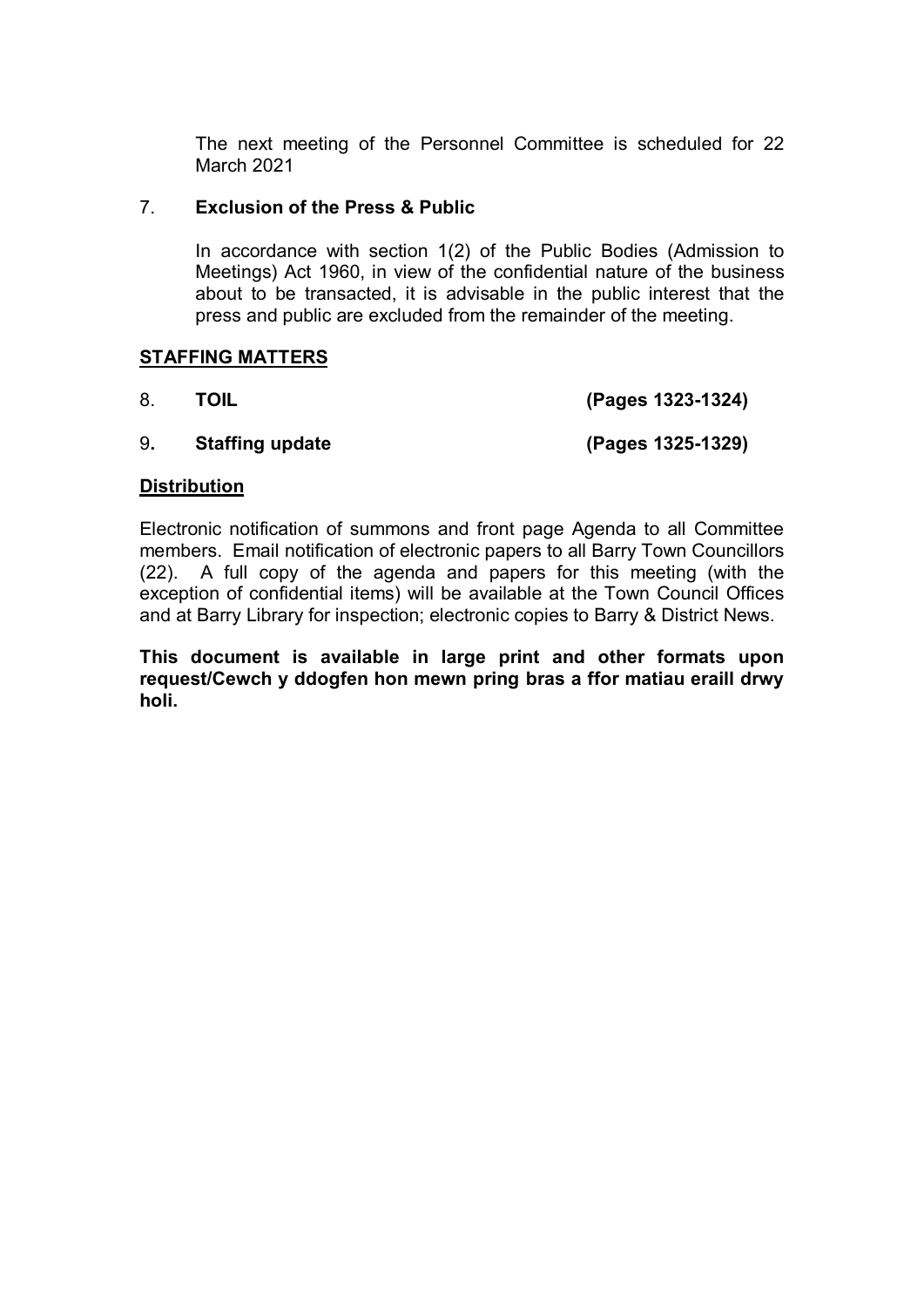The next meeting of the Personnel Committee is scheduled for 22 March 2021

7. **Exclusion of the Press & Public**

In accordance with section 1(2) of the Public Bodies (Admission to Meetings) Act 1960, in view of the confidential nature of the business about to be transacted, it is advisable in the public interest that the press and public are excluded from the remainder of the meeting.

**STAFFING MATTERS**

8. **TOIL** **(Pages 1323-1324)**

9**. Staffing update** **(Pages 1325-1329)**

**Distribution**

Electronic notification of summons and front page Agenda to all Committee members. Email notification of electronic papers to all Barry Town Councillors (22). A full copy of the agenda and papers for this meeting (with the exception of confidential items) will be available at the Town Council Offices and at Barry Library for inspection; electronic copies to Barry & District News.

**This document is available in large print and other formats upon request/Cewch y ddogfen hon mewn pring bras a ffor matiau eraill drwy holi.**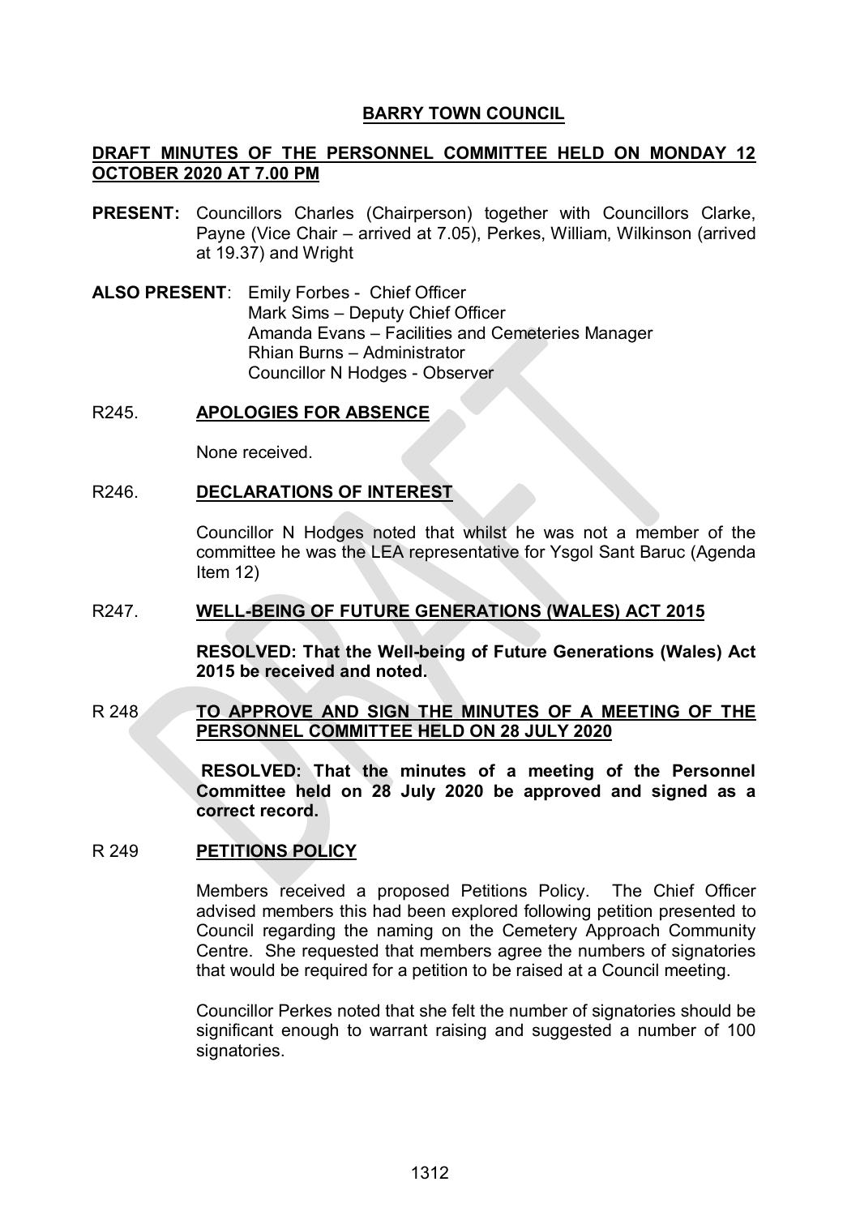# BARRY TOWN COUNCIL

## DRAFT MINUTES OF THE PERSONNEL COMMITTEE HELD ON MONDAY 12 OCTOBER 2020 AT 7.00 PM

**PRESENT:** Councillors Charles (Chairperson) together with Councillors Clarke, Payne (Vice Chair – arrived at 7.05), Perkes, William, Wilkinson (arrived at 19.37) and Wright

**ALSO PRESENT**: Emily Forbes - Chief Officer
Mark Sims – Deputy Chief Officer
Amanda Evans – Facilities and Cemeteries Manager
Rhian Burns – Administrator
Councillor N Hodges - Observer

R245. **APOLOGIES FOR ABSENCE**

None received.

R246. **DECLARATIONS OF INTEREST**

Councillor N Hodges noted that whilst he was not a member of the committee he was the LEA representative for Ysgol Sant Baruc (Agenda Item 12)

R247. **WELL-BEING OF FUTURE GENERATIONS (WALES) ACT 2015**

**RESOLVED: That the Well-being of Future Generations (Wales) Act 2015 be received and noted.**

R 248 **TO APPROVE AND SIGN THE MINUTES OF A MEETING OF THE PERSONNEL COMMITTEE HELD ON 28 JULY 2020**

**RESOLVED: That the minutes of a meeting of the Personnel Committee held on 28 July 2020 be approved and signed as a correct record.**

R 249 **PETITIONS POLICY**

Members received a proposed Petitions Policy. The Chief Officer advised members this had been explored following petition presented to Council regarding the naming on the Cemetery Approach Community Centre. She requested that members agree the numbers of signatories that would be required for a petition to be raised at a Council meeting.

Councillor Perkes noted that she felt the number of signatories should be significant enough to warrant raising and suggested a number of 100 signatories.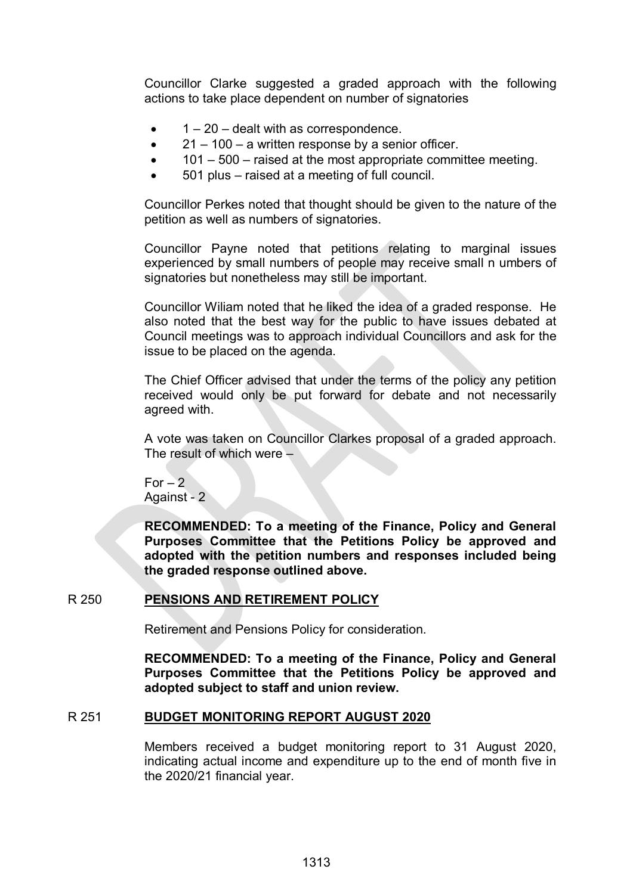Councillor Clarke suggested a graded approach with the following actions to take place dependent on number of signatories

- 1 – 20 – dealt with as correspondence.
- 21 – 100 – a written response by a senior officer.
- 101 – 500 – raised at the most appropriate committee meeting.
- 501 plus – raised at a meeting of full council.

Councillor Perkes noted that thought should be given to the nature of the petition as well as numbers of signatories.

Councillor Payne noted that petitions relating to marginal issues experienced by small numbers of people may receive small n umbers of signatories but nonetheless may still be important.

Councillor Wiliam noted that he liked the idea of a graded response. He also noted that the best way for the public to have issues debated at Council meetings was to approach individual Councillors and ask for the issue to be placed on the agenda.

The Chief Officer advised that under the terms of the policy any petition received would only be put forward for debate and not necessarily agreed with.

A vote was taken on Councillor Clarkes proposal of a graded approach. The result of which were –

For – 2
Against - 2

**RECOMMENDED: To a meeting of the Finance, Policy and General Purposes Committee that the Petitions Policy be approved and adopted with the petition numbers and responses included being the graded response outlined above.**

## R 250 PENSIONS AND RETIREMENT POLICY

Retirement and Pensions Policy for consideration.

**RECOMMENDED: To a meeting of the Finance, Policy and General Purposes Committee that the Petitions Policy be approved and adopted subject to staff and union review.**

## R 251 BUDGET MONITORING REPORT AUGUST 2020

Members received a budget monitoring report to 31 August 2020, indicating actual income and expenditure up to the end of month five in the 2020/21 financial year.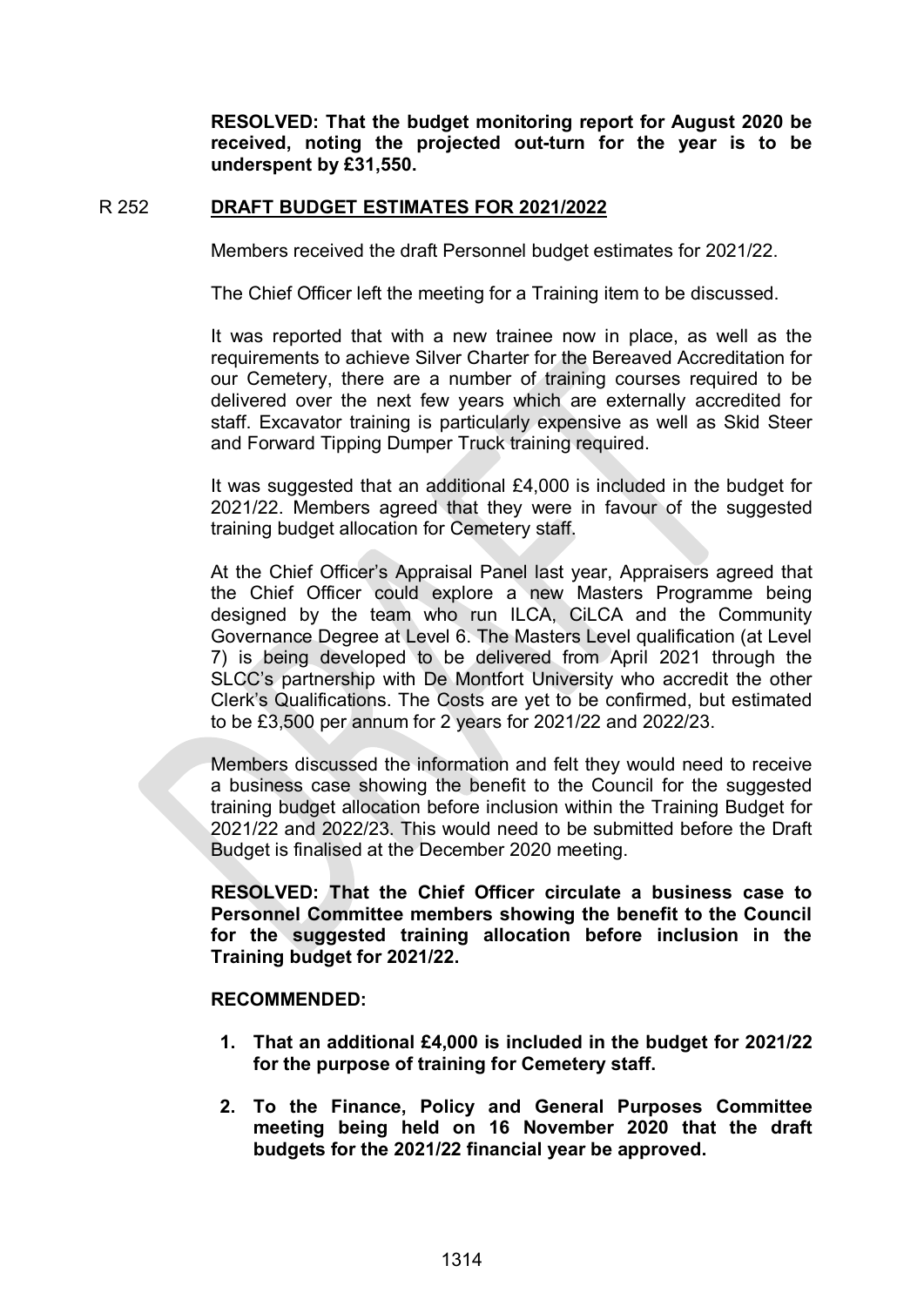**RESOLVED: That the budget monitoring report for August 2020 be received, noting the projected out-turn for the year is to be underspent by £31,550.**

R 252 **DRAFT BUDGET ESTIMATES FOR 2021/2022**

Members received the draft Personnel budget estimates for 2021/22.

The Chief Officer left the meeting for a Training item to be discussed.

It was reported that with a new trainee now in place, as well as the requirements to achieve Silver Charter for the Bereaved Accreditation for our Cemetery, there are a number of training courses required to be delivered over the next few years which are externally accredited for staff. Excavator training is particularly expensive as well as Skid Steer and Forward Tipping Dumper Truck training required.

It was suggested that an additional £4,000 is included in the budget for 2021/22. Members agreed that they were in favour of the suggested training budget allocation for Cemetery staff.

At the Chief Officer's Appraisal Panel last year, Appraisers agreed that the Chief Officer could explore a new Masters Programme being designed by the team who run ILCA, CiLCA and the Community Governance Degree at Level 6. The Masters Level qualification (at Level 7) is being developed to be delivered from April 2021 through the SLCC's partnership with De Montfort University who accredit the other Clerk's Qualifications. The Costs are yet to be confirmed, but estimated to be £3,500 per annum for 2 years for 2021/22 and 2022/23.

Members discussed the information and felt they would need to receive a business case showing the benefit to the Council for the suggested training budget allocation before inclusion within the Training Budget for 2021/22 and 2022/23. This would need to be submitted before the Draft Budget is finalised at the December 2020 meeting.

**RESOLVED: That the Chief Officer circulate a business case to Personnel Committee members showing the benefit to the Council for the suggested training allocation before inclusion in the Training budget for 2021/22.**

**RECOMMENDED:**

1. **That an additional £4,000 is included in the budget for 2021/22 for the purpose of training for Cemetery staff.**
2. **To the Finance, Policy and General Purposes Committee meeting being held on 16 November 2020 that the draft budgets for the 2021/22 financial year be approved.**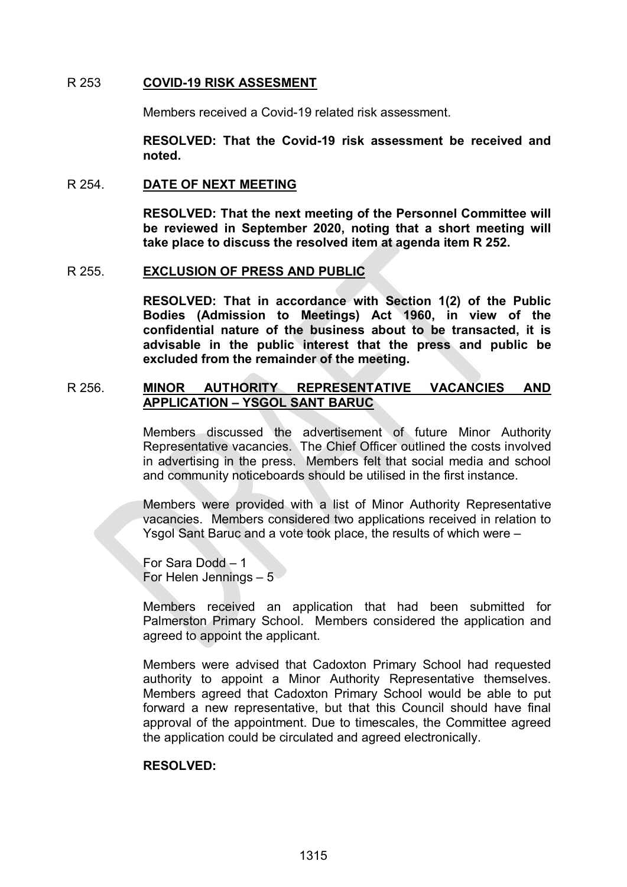R 253 **COVID-19 RISK ASSESMENT**

Members received a Covid-19 related risk assessment.

**RESOLVED: That the Covid-19 risk assessment be received and noted.**

R 254. **DATE OF NEXT MEETING**

**RESOLVED: That the next meeting of the Personnel Committee will be reviewed in September 2020, noting that a short meeting will take place to discuss the resolved item at agenda item R 252.**

R 255. **EXCLUSION OF PRESS AND PUBLIC**

**RESOLVED: That in accordance with Section 1(2) of the Public Bodies (Admission to Meetings) Act 1960, in view of the confidential nature of the business about to be transacted, it is advisable in the public interest that the press and public be excluded from the remainder of the meeting.**

R 256. **MINOR AUTHORITY REPRESENTATIVE VACANCIES AND APPLICATION – YSGOL SANT BARUC**

Members discussed the advertisement of future Minor Authority Representative vacancies. The Chief Officer outlined the costs involved in advertising in the press. Members felt that social media and school and community noticeboards should be utilised in the first instance.

Members were provided with a list of Minor Authority Representative vacancies. Members considered two applications received in relation to Ysgol Sant Baruc and a vote took place, the results of which were –

For Sara Dodd – 1
For Helen Jennings – 5

Members received an application that had been submitted for Palmerston Primary School. Members considered the application and agreed to appoint the applicant.

Members were advised that Cadoxton Primary School had requested authority to appoint a Minor Authority Representative themselves. Members agreed that Cadoxton Primary School would be able to put forward a new representative, but that this Council should have final approval of the appointment. Due to timescales, the Committee agreed the application could be circulated and agreed electronically.

**RESOLVED:**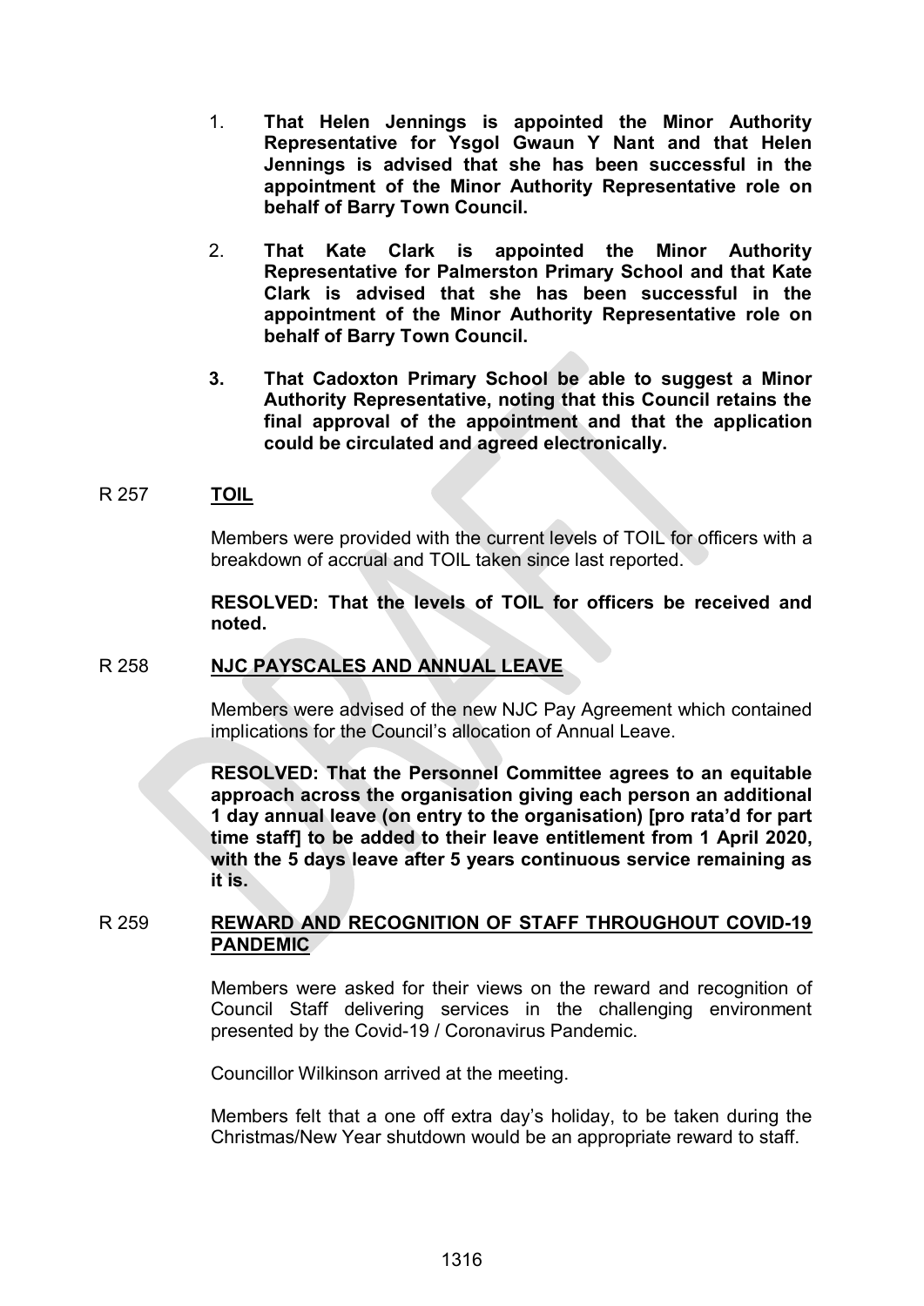1. **That Helen Jennings is appointed the Minor Authority Representative for Ysgol Gwaun Y Nant and that Helen Jennings is advised that she has been successful in the appointment of the Minor Authority Representative role on behalf of Barry Town Council.**

2. **That Kate Clark is appointed the Minor Authority Representative for Palmerston Primary School and that Kate Clark is advised that she has been successful in the appointment of the Minor Authority Representative role on behalf of Barry Town Council.**

3. **That Cadoxton Primary School be able to suggest a Minor Authority Representative, noting that this Council retains the final approval of the appointment and that the application could be circulated and agreed electronically.**

R 257 **TOIL**

Members were provided with the current levels of TOIL for officers with a breakdown of accrual and TOIL taken since last reported.

**RESOLVED: That the levels of TOIL for officers be received and noted.**

R 258 **NJC PAYSCALES AND ANNUAL LEAVE**

Members were advised of the new NJC Pay Agreement which contained implications for the Council's allocation of Annual Leave.

**RESOLVED: That the Personnel Committee agrees to an equitable approach across the organisation giving each person an additional 1 day annual leave (on entry to the organisation) [pro rata'd for part time staff] to be added to their leave entitlement from 1 April 2020, with the 5 days leave after 5 years continuous service remaining as it is.**

R 259 **REWARD AND RECOGNITION OF STAFF THROUGHOUT COVID-19 PANDEMIC**

Members were asked for their views on the reward and recognition of Council Staff delivering services in the challenging environment presented by the Covid-19 / Coronavirus Pandemic.

Councillor Wilkinson arrived at the meeting.

Members felt that a one off extra day's holiday, to be taken during the Christmas/New Year shutdown would be an appropriate reward to staff.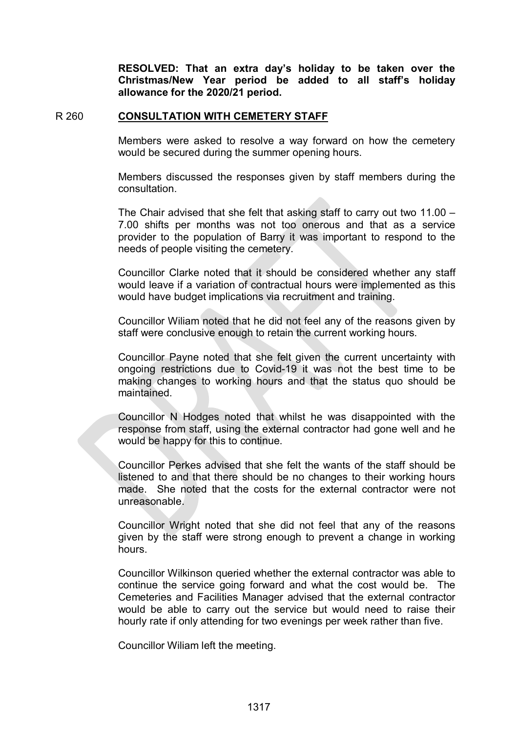**RESOLVED: That an extra day's holiday to be taken over the Christmas/New Year period be added to all staff's holiday allowance for the 2020/21 period.**

## R 260 CONSULTATION WITH CEMETERY STAFF

Members were asked to resolve a way forward on how the cemetery would be secured during the summer opening hours.

Members discussed the responses given by staff members during the consultation.

The Chair advised that she felt that asking staff to carry out two 11.00 – 7.00 shifts per months was not too onerous and that as a service provider to the population of Barry it was important to respond to the needs of people visiting the cemetery.

Councillor Clarke noted that it should be considered whether any staff would leave if a variation of contractual hours were implemented as this would have budget implications via recruitment and training.

Councillor Wiliam noted that he did not feel any of the reasons given by staff were conclusive enough to retain the current working hours.

Councillor Payne noted that she felt given the current uncertainty with ongoing restrictions due to Covid-19 it was not the best time to be making changes to working hours and that the status quo should be maintained.

Councillor N Hodges noted that whilst he was disappointed with the response from staff, using the external contractor had gone well and he would be happy for this to continue.

Councillor Perkes advised that she felt the wants of the staff should be listened to and that there should be no changes to their working hours made. She noted that the costs for the external contractor were not unreasonable.

Councillor Wright noted that she did not feel that any of the reasons given by the staff were strong enough to prevent a change in working hours.

Councillor Wilkinson queried whether the external contractor was able to continue the service going forward and what the cost would be. The Cemeteries and Facilities Manager advised that the external contractor would be able to carry out the service but would need to raise their hourly rate if only attending for two evenings per week rather than five.

Councillor Wiliam left the meeting.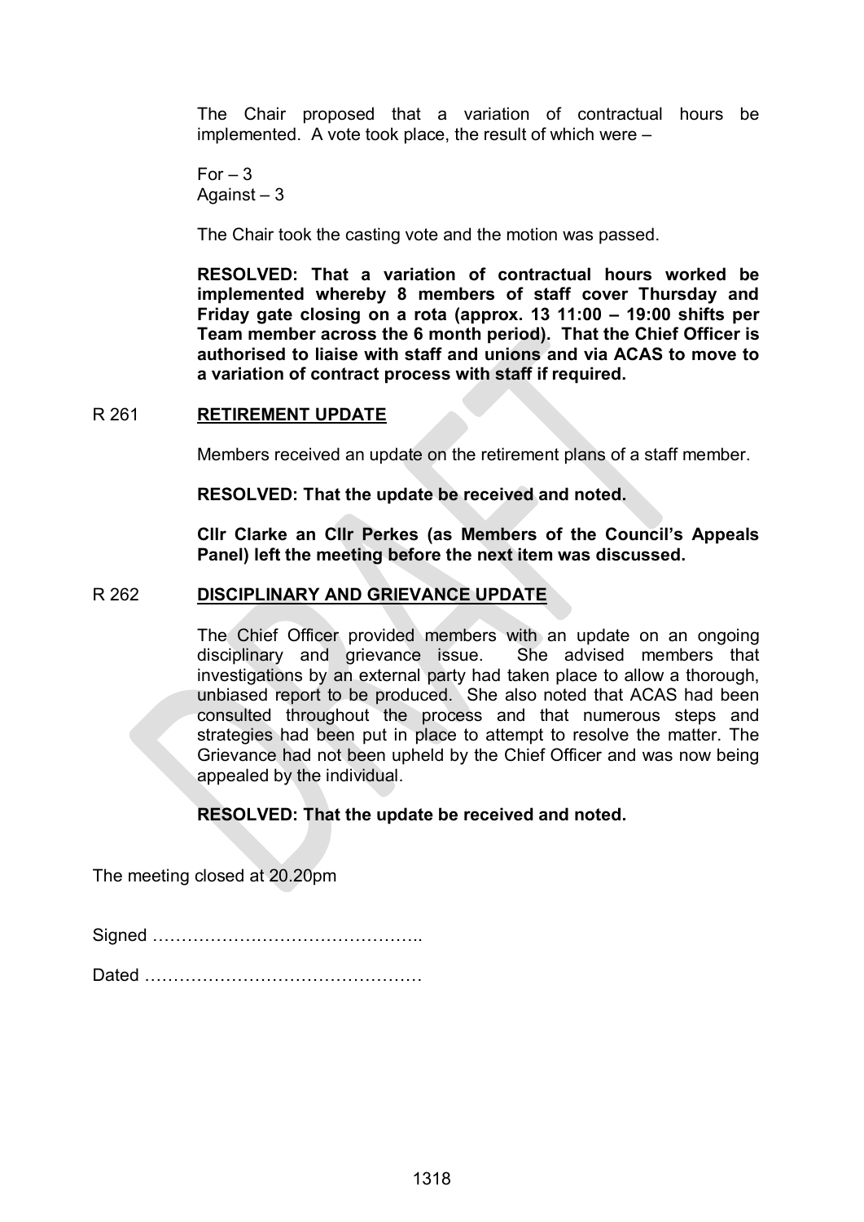The Chair proposed that a variation of contractual hours be implemented. A vote took place, the result of which were –

For – 3
Against – 3

The Chair took the casting vote and the motion was passed.

**RESOLVED: That a variation of contractual hours worked be implemented whereby 8 members of staff cover Thursday and Friday gate closing on a rota (approx. 13 11:00 – 19:00 shifts per Team member across the 6 month period). That the Chief Officer is authorised to liaise with staff and unions and via ACAS to move to a variation of contract process with staff if required.**

## R 261 <u>RETIREMENT UPDATE</u>

Members received an update on the retirement plans of a staff member.

**RESOLVED: That the update be received and noted.**

**Cllr Clarke an Cllr Perkes (as Members of the Council's Appeals Panel) left the meeting before the next item was discussed.**

## R 262 <u>DISCIPLINARY AND GRIEVANCE UPDATE</u>

The Chief Officer provided members with an update on an ongoing disciplinary and grievance issue. She advised members that investigations by an external party had taken place to allow a thorough, unbiased report to be produced. She also noted that ACAS had been consulted throughout the process and that numerous steps and strategies had been put in place to attempt to resolve the matter. The Grievance had not been upheld by the Chief Officer and was now being appealed by the individual.

**RESOLVED: That the update be received and noted.**

The meeting closed at 20.20pm

Signed ………………………………………..

Dated …………………………………………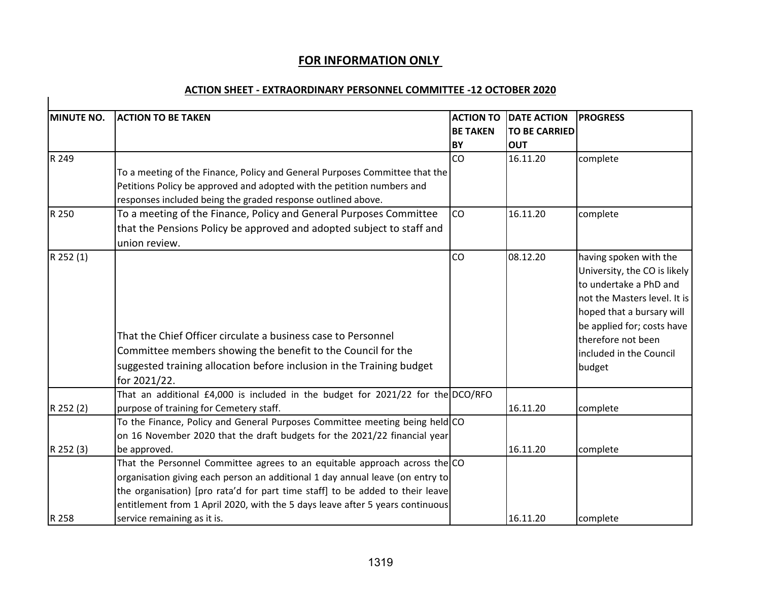## FOR INFORMATION ONLY

### ACTION SHEET - EXTRAORDINARY PERSONNEL COMMITTEE -12 OCTOBER 2020

| MINUTE NO. | ACTION TO BE TAKEN | ACTION TO BE TAKEN BY | DATE ACTION TO BE CARRIED OUT | PROGRESS |
|---|---|---|---|---|
| R 249 | To a meeting of the Finance, Policy and General Purposes Committee that the Petitions Policy be approved and adopted with the petition numbers and responses included being the graded response outlined above. | CO | 16.11.20 | complete |
| R 250 | To a meeting of the Finance, Policy and General Purposes Committee that the Pensions Policy be approved and adopted subject to staff and union review. | CO | 16.11.20 | complete |
| R 252 (1) | That the Chief Officer circulate a business case to Personnel Committee members showing the benefit to the Council for the suggested training allocation before inclusion in the Training budget for 2021/22. | CO | 08.12.20 | having spoken with the University, the CO is likely to undertake a PhD and not the Masters level. It is hoped that a bursary will be applied for; costs have therefore not been included in the Council budget |
| R 252 (2) | That an additional £4,000 is included in the budget for 2021/22 for the purpose of training for Cemetery staff. | DCO/RFO | 16.11.20 | complete |
| R 252 (3) | To the Finance, Policy and General Purposes Committee meeting being held on 16 November 2020 that the draft budgets for the 2021/22 financial year be approved. | CO | 16.11.20 | complete |
| R 258 | That the Personnel Committee agrees to an equitable approach across the organisation giving each person an additional 1 day annual leave (on entry to the organisation) [pro rata'd for part time staff] to be added to their leave entitlement from 1 April 2020, with the 5 days leave after 5 years continuous service remaining as it is. | CO | 16.11.20 | complete |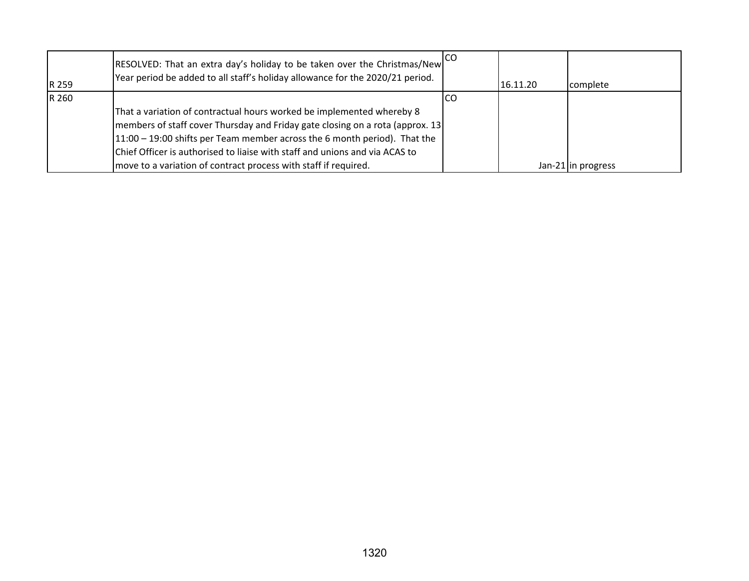| | | | | |
|---|---|---|---|---|
| R 259 | RESOLVED: That an extra day's holiday to be taken over the Christmas/New Year period be added to all staff's holiday allowance for the 2020/21 period. | CO | 16.11.20 | complete |
| R 260 | That a variation of contractual hours worked be implemented whereby 8 members of staff cover Thursday and Friday gate closing on a rota (approx. 13 11:00 – 19:00 shifts per Team member across the 6 month period). That the Chief Officer is authorised to liaise with staff and unions and via ACAS to move to a variation of contract process with staff if required. | CO | Jan-21 | in progress |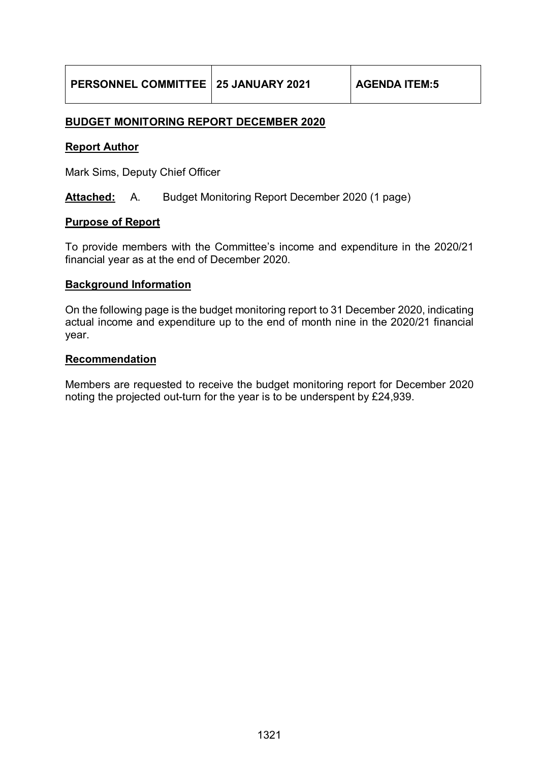| PERSONNEL COMMITTEE | 25 JANUARY 2021 | AGENDA ITEM:5 |
|---|---|---|

## BUDGET MONITORING REPORT DECEMBER 2020

### Report Author

Mark Sims, Deputy Chief Officer

**Attached:** A. Budget Monitoring Report December 2020 (1 page)

### Purpose of Report

To provide members with the Committee's income and expenditure in the 2020/21 financial year as at the end of December 2020.

### Background Information

On the following page is the budget monitoring report to 31 December 2020, indicating actual income and expenditure up to the end of month nine in the 2020/21 financial year.

### Recommendation

Members are requested to receive the budget monitoring report for December 2020 noting the projected out-turn for the year is to be underspent by £24,939.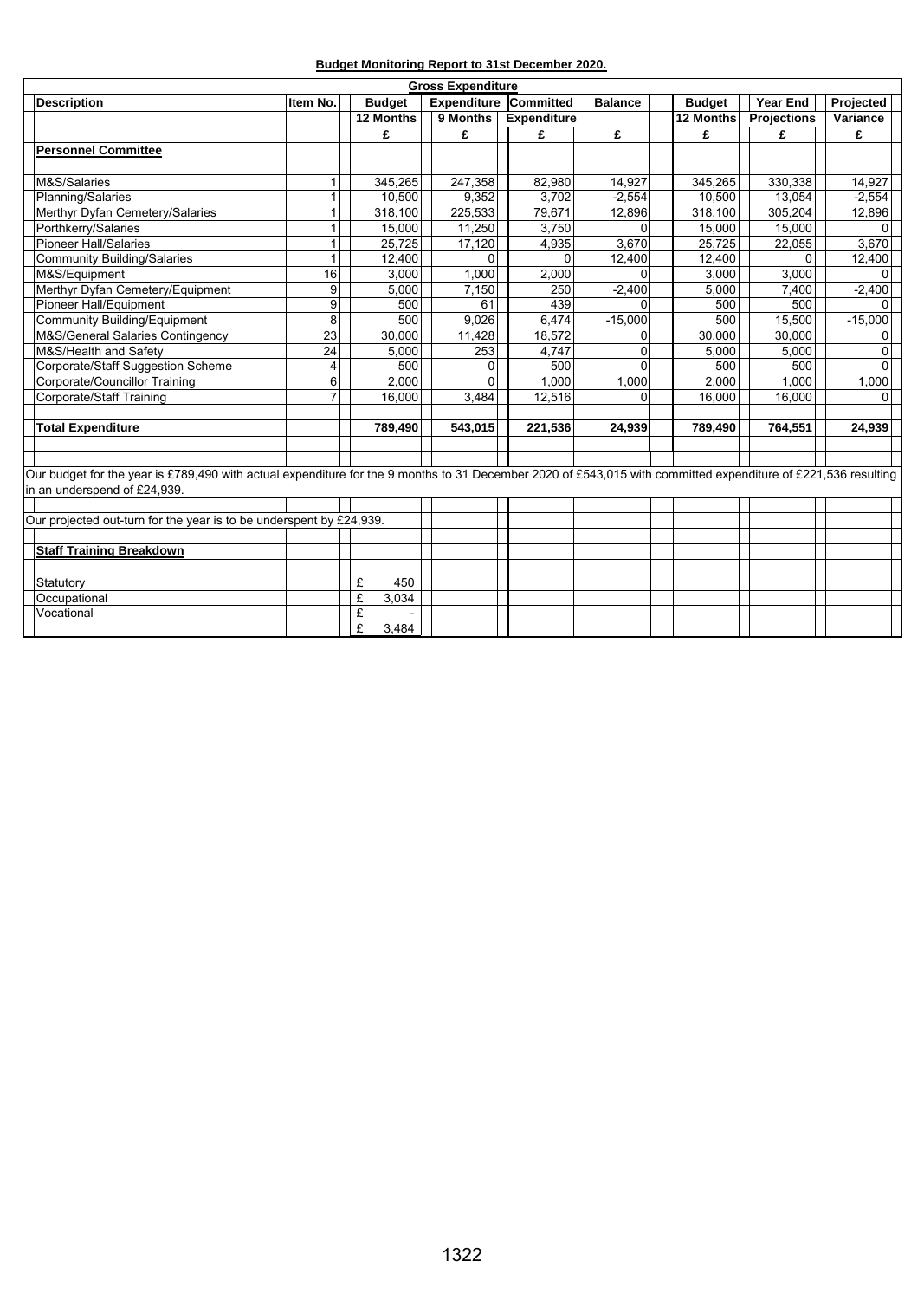**Budget Monitoring Report to 31st December 2020.**

**Gross Expenditure**

| Description | Item No. | Budget 12 Months £ | Expenditure 9 Months £ | Committed Expenditure £ | Balance £ | Budget 12 Months £ | Year End Projections £ | Projected Variance £ |
|---|---|---|---|---|---|---|---|---|
| **Personnel Committee** | | | | | | | | |
| M&S/Salaries | 1 | 345,265 | 247,358 | 82,980 | 14,927 | 345,265 | 330,338 | 14,927 |
| Planning/Salaries | 1 | 10,500 | 9,352 | 3,702 | -2,554 | 10,500 | 13,054 | -2,554 |
| Merthyr Dyfan Cemetery/Salaries | 1 | 318,100 | 225,533 | 79,671 | 12,896 | 318,100 | 305,204 | 12,896 |
| Porthkerry/Salaries | 1 | 15,000 | 11,250 | 3,750 | 0 | 15,000 | 15,000 | 0 |
| Pioneer Hall/Salaries | 1 | 25,725 | 17,120 | 4,935 | 3,670 | 25,725 | 22,055 | 3,670 |
| Community Building/Salaries | 1 | 12,400 | 0 | 0 | 12,400 | 12,400 | 0 | 12,400 |
| M&S/Equipment | 16 | 3,000 | 1,000 | 2,000 | 0 | 3,000 | 3,000 | 0 |
| Merthyr Dyfan Cemetery/Equipment | 9 | 5,000 | 7,150 | 250 | -2,400 | 5,000 | 7,400 | -2,400 |
| Pioneer Hall/Equipment | 9 | 500 | 61 | 439 | 0 | 500 | 500 | 0 |
| Community Building/Equipment | 8 | 500 | 9,026 | 6,474 | -15,000 | 500 | 15,500 | -15,000 |
| M&S/General Salaries Contingency | 23 | 30,000 | 11,428 | 18,572 | 0 | 30,000 | 30,000 | 0 |
| M&S/Health and Safety | 24 | 5,000 | 253 | 4,747 | 0 | 5,000 | 5,000 | 0 |
| Corporate/Staff Suggestion Scheme | 4 | 500 | 0 | 500 | 0 | 500 | 500 | 0 |
| Corporate/Councillor Training | 6 | 2,000 | 0 | 1,000 | 1,000 | 2,000 | 1,000 | 1,000 |
| Corporate/Staff Training | 7 | 16,000 | 3,484 | 12,516 | 0 | 16,000 | 16,000 | 0 |
| **Total Expenditure** | | **789,490** | **543,015** | **221,536** | **24,939** | **789,490** | **764,551** | **24,939** |

Our budget for the year is £789,490 with actual expenditure for the 9 months to 31 December 2020 of £543,015 with committed expenditure of £221,536 resulting in an underspend of £24,939.

Our projected out-turn for the year is to be underspent by £24,939.

**Staff Training Breakdown**

| | |
|---|---|
| Statutory | £ 450 |
| Occupational | £ 3,034 |
| Vocational | £ - |
| | £ 3,484 |